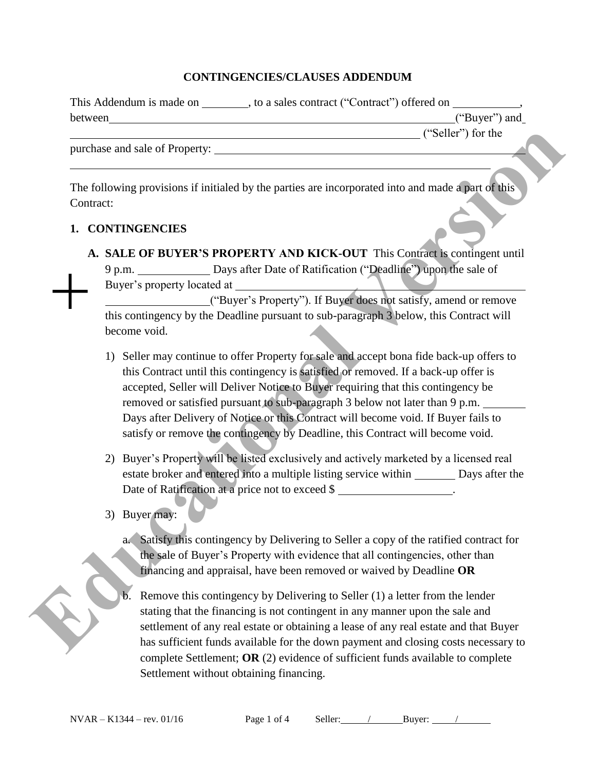## CONTINGENCIES/CLAUSES ADDENDUM

This Addendum is made on ________, to a sales contract ("Contract") offered on ___________, between ______________________________________________________________("Buyer") and ______________________________________________________________ ("Seller") for the purchase and sale of Property: ______________________________________________________________
______________________________________________________________

The following provisions if initialed by the parties are incorporated into and made a part of this Contract:

### 1. CONTINGENCIES

**A. SALE OF BUYER'S PROPERTY AND KICK-OUT** This Contract is contingent until 9 p.m. ____________ Days after Date of Ratification ("Deadline") upon the sale of Buyer's property located at ______________________________________________ __________________("Buyer's Property"). If Buyer does not satisfy, amend or remove this contingency by the Deadline pursuant to sub-paragraph 3 below, this Contract will become void.

1) Seller may continue to offer Property for sale and accept bona fide back-up offers to this Contract until this contingency is satisfied or removed. If a back-up offer is accepted, Seller will Deliver Notice to Buyer requiring that this contingency be removed or satisfied pursuant to sub-paragraph 3 below not later than 9 p.m. ________ Days after Delivery of Notice or this Contract will become void. If Buyer fails to satisfy or remove the contingency by Deadline, this Contract will become void.

2) Buyer's Property will be listed exclusively and actively marketed by a licensed real estate broker and entered into a multiple listing service within _______ Days after the Date of Ratification at a price not to exceed $ ____________________.

3) Buyer may:

   a. Satisfy this contingency by Delivering to Seller a copy of the ratified contract for the sale of Buyer's Property with evidence that all contingencies, other than financing and appraisal, have been removed or waived by Deadline **OR**

   b. Remove this contingency by Delivering to Seller (1) a letter from the lender stating that the financing is not contingent in any manner upon the sale and settlement of any real estate or obtaining a lease of any real estate and that Buyer has sufficient funds available for the down payment and closing costs necessary to complete Settlement; **OR** (2) evidence of sufficient funds available to complete Settlement without obtaining financing.

NVAR – K1344 – rev. 01/16 Seller: ____/____ Buyer: ____/____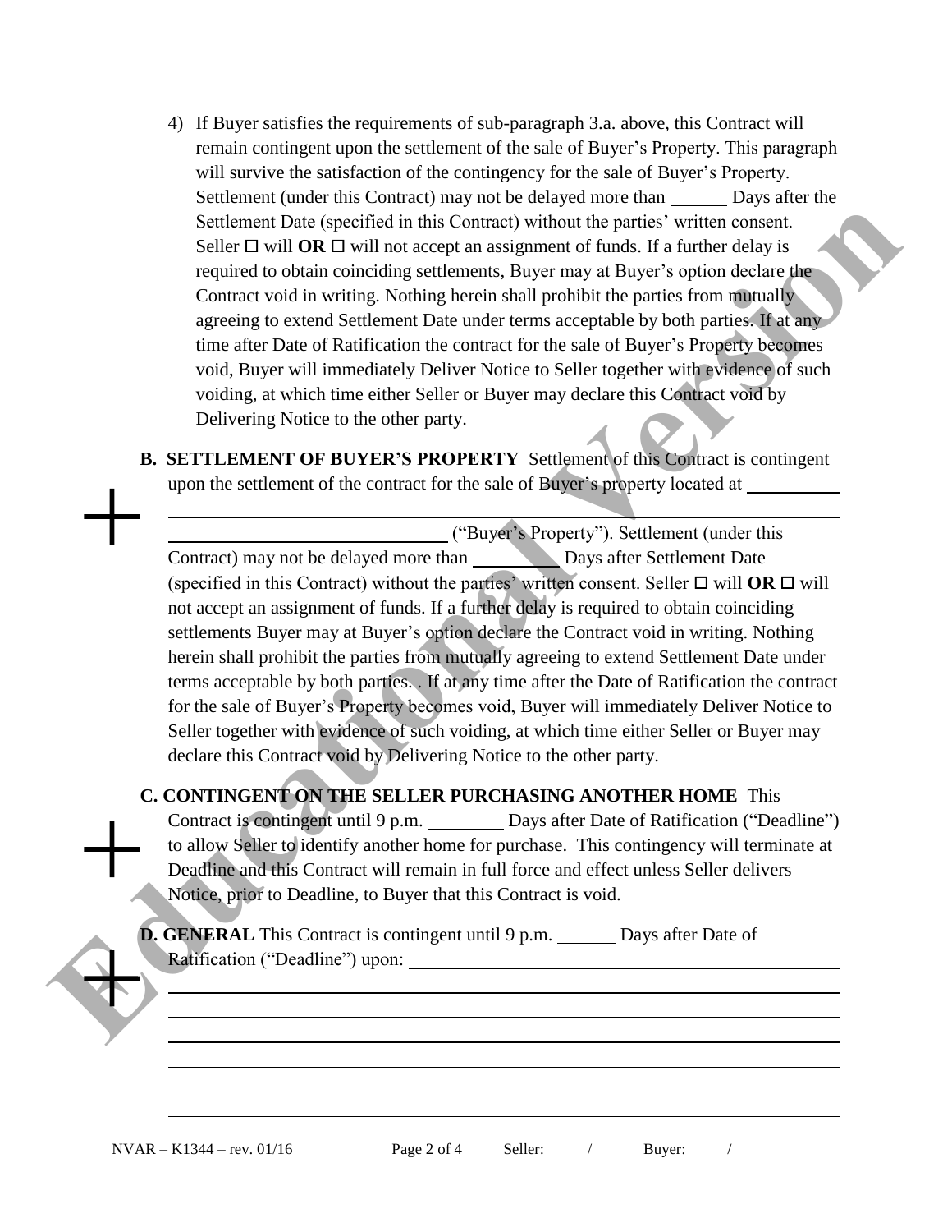4) If Buyer satisfies the requirements of sub-paragraph 3.a. above, this Contract will remain contingent upon the settlement of the sale of Buyer's Property. This paragraph will survive the satisfaction of the contingency for the sale of Buyer's Property. Settlement (under this Contract) may not be delayed more than ______ Days after the Settlement Date (specified in this Contract) without the parties' written consent. Seller ☐ will **OR** ☐ will not accept an assignment of funds. If a further delay is required to obtain coinciding settlements, Buyer may at Buyer's option declare the Contract void in writing. Nothing herein shall prohibit the parties from mutually agreeing to extend Settlement Date under terms acceptable by both parties. If at any time after Date of Ratification the contract for the sale of Buyer's Property becomes void, Buyer will immediately Deliver Notice to Seller together with evidence of such voiding, at which time either Seller or Buyer may declare this Contract void by Delivering Notice to the other party.

**B. SETTLEMENT OF BUYER'S PROPERTY** Settlement of this Contract is contingent upon the settlement of the contract for the sale of Buyer's property located at __________ ______________________________________________________________ ______________________________ ("Buyer's Property"). Settlement (under this Contract) may not be delayed more than _________ Days after Settlement Date (specified in this Contract) without the parties' written consent. Seller ☐ will **OR** ☐ will not accept an assignment of funds. If a further delay is required to obtain coinciding settlements Buyer may at Buyer's option declare the Contract void in writing. Nothing herein shall prohibit the parties from mutually agreeing to extend Settlement Date under terms acceptable by both parties. . If at any time after the Date of Ratification the contract for the sale of Buyer's Property becomes void, Buyer will immediately Deliver Notice to Seller together with evidence of such voiding, at which time either Seller or Buyer may declare this Contract void by Delivering Notice to the other party.

**C. CONTINGENT ON THE SELLER PURCHASING ANOTHER HOME** This Contract is contingent until 9 p.m. ________ Days after Date of Ratification ("Deadline") to allow Seller to identify another home for purchase. This contingency will terminate at Deadline and this Contract will remain in full force and effect unless Seller delivers Notice, prior to Deadline, to Buyer that this Contract is void.

**D. GENERAL** This Contract is contingent until 9 p.m. ______ Days after Date of Ratification ("Deadline") upon: ______________________________________________
______________________________________________________________
______________________________________________________________
______________________________________________________________
______________________________________________________________
______________________________________________________________
______________________________________________________________

NVAR – K1344 – rev. 01/16 Seller: _____/_______ Buyer: _____/_______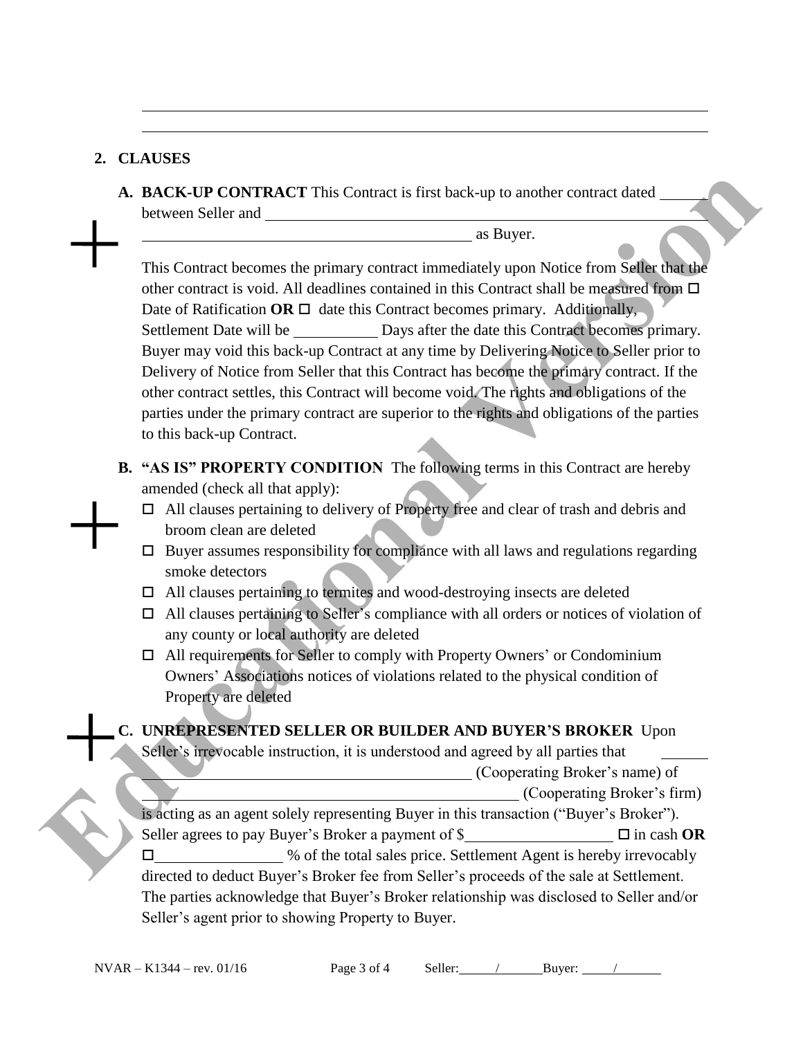## 2. CLAUSES

**A. BACK-UP CONTRACT** This Contract is first back-up to another contract dated ______ between Seller and ______________________________________________ ____________________________________________ as Buyer.

This Contract becomes the primary contract immediately upon Notice from Seller that the other contract is void. All deadlines contained in this Contract shall be measured from ☐ Date of Ratification **OR** ☐ date this Contract becomes primary. Additionally, Settlement Date will be __________ Days after the date this Contract becomes primary. Buyer may void this back-up Contract at any time by Delivering Notice to Seller prior to Delivery of Notice from Seller that this Contract has become the primary contract. If the other contract settles, this Contract will become void. The rights and obligations of the parties under the primary contract are superior to the rights and obligations of the parties to this back-up Contract.

**B. "AS IS" PROPERTY CONDITION** The following terms in this Contract are hereby amended (check all that apply):

- ☐ All clauses pertaining to delivery of Property free and clear of trash and debris and broom clean are deleted
- ☐ Buyer assumes responsibility for compliance with all laws and regulations regarding smoke detectors
- ☐ All clauses pertaining to termites and wood-destroying insects are deleted
- ☐ All clauses pertaining to Seller's compliance with all orders or notices of violation of any county or local authority are deleted
- ☐ All requirements for Seller to comply with Property Owners' or Condominium Owners' Associations notices of violations related to the physical condition of Property are deleted

**C. UNREPRESENTED SELLER OR BUILDER AND BUYER'S BROKER** Upon Seller's irrevocable instruction, it is understood and agreed by all parties that ______ ____________________________________________ (Cooperating Broker's name) of ____________________________________________ (Cooperating Broker's firm) is acting as an agent solely representing Buyer in this transaction ("Buyer's Broker"). Seller agrees to pay Buyer's Broker a payment of $__________________ ☐ in cash **OR** ☐ ________________ % of the total sales price. Settlement Agent is hereby irrevocably directed to deduct Buyer's Broker fee from Seller's proceeds of the sale at Settlement. The parties acknowledge that Buyer's Broker relationship was disclosed to Seller and/or Seller's agent prior to showing Property to Buyer.

NVAR – K1344 – rev. 01/16 Seller: _____ / _____ Buyer: _____ / _____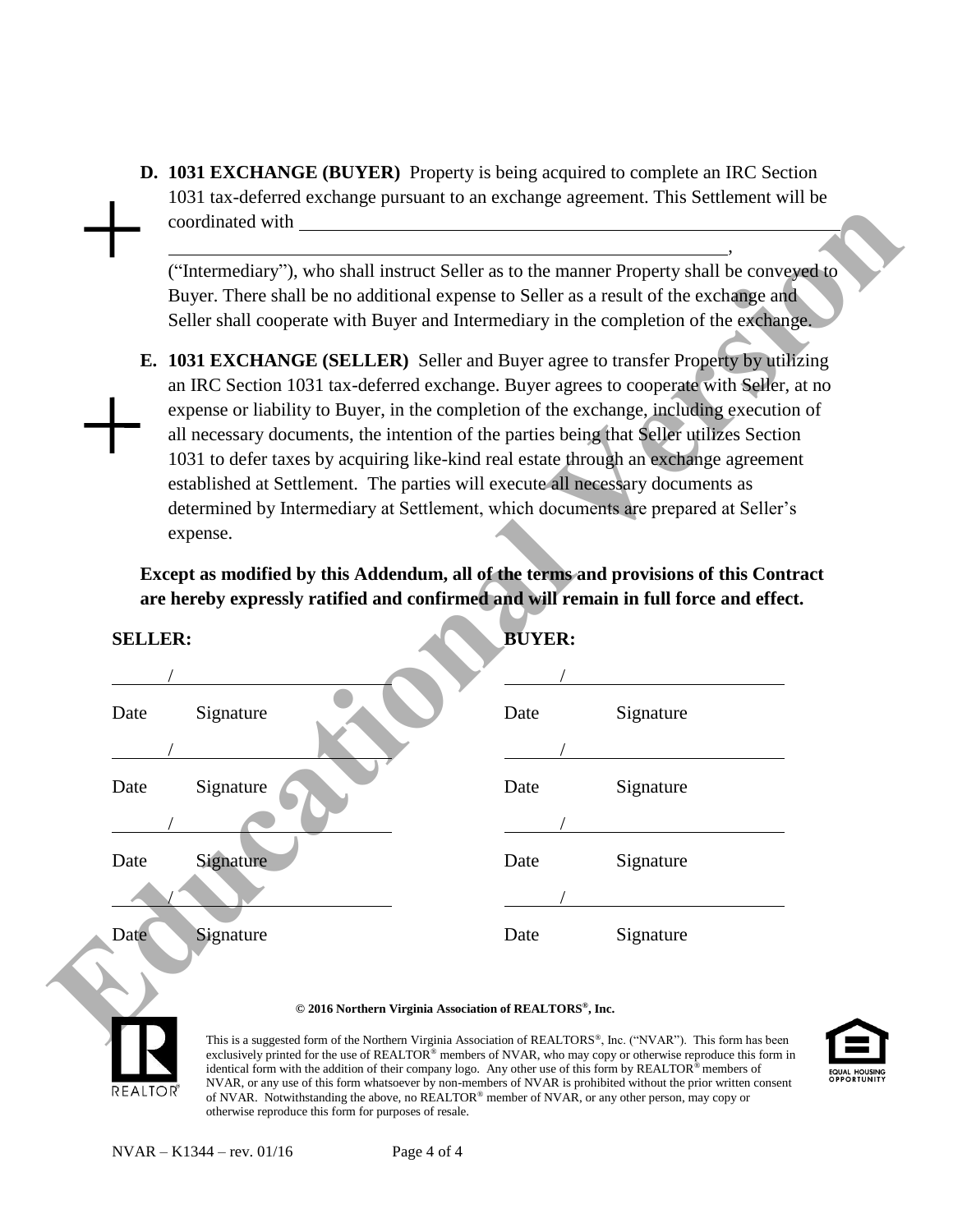**D. 1031 EXCHANGE (BUYER)** Property is being acquired to complete an IRC Section 1031 tax-deferred exchange pursuant to an exchange agreement. This Settlement will be coordinated with ______________________________________________________________ ______________________________________________________________, ("Intermediary"), who shall instruct Seller as to the manner Property shall be conveyed to Buyer. There shall be no additional expense to Seller as a result of the exchange and Seller shall cooperate with Buyer and Intermediary in the completion of the exchange.

**E. 1031 EXCHANGE (SELLER)** Seller and Buyer agree to transfer Property by utilizing an IRC Section 1031 tax-deferred exchange. Buyer agrees to cooperate with Seller, at no expense or liability to Buyer, in the completion of the exchange, including execution of all necessary documents, the intention of the parties being that Seller utilizes Section 1031 to defer taxes by acquiring like-kind real estate through an exchange agreement established at Settlement. The parties will execute all necessary documents as determined by Intermediary at Settlement, which documents are prepared at Seller's expense.

**Except as modified by this Addendum, all of the terms and provisions of this Contract are hereby expressly ratified and confirmed and will remain in full force and effect.**

| **SELLER:** | | **BUYER:** | |
| --- | --- | --- | --- |
| ______ / ______________ | | ______ / ______________ | |
| Date | Signature | Date | Signature |
| ______ / ______________ | | ______ / ______________ | |
| Date | Signature | Date | Signature |
| ______ / ______________ | | ______ / ______________ | |
| Date | Signature | Date | Signature |
| ______ / ______________ | | ______ / ______________ | |
| Date | Signature | Date | Signature |

**© 2016 Northern Virginia Association of REALTORS®, Inc.**

This is a suggested form of the Northern Virginia Association of REALTORS®, Inc. ("NVAR"). This form has been exclusively printed for the use of REALTOR® members of NVAR, who may copy or otherwise reproduce this form in identical form with the addition of their company logo. Any other use of this form by REALTOR® members of NVAR, or any use of this form whatsoever by non-members of NVAR is prohibited without the prior written consent of NVAR. Notwithstanding the above, no REALTOR® member of NVAR, or any other person, may copy or otherwise reproduce this form for purposes of resale.

NVAR – K1344 – rev. 01/16